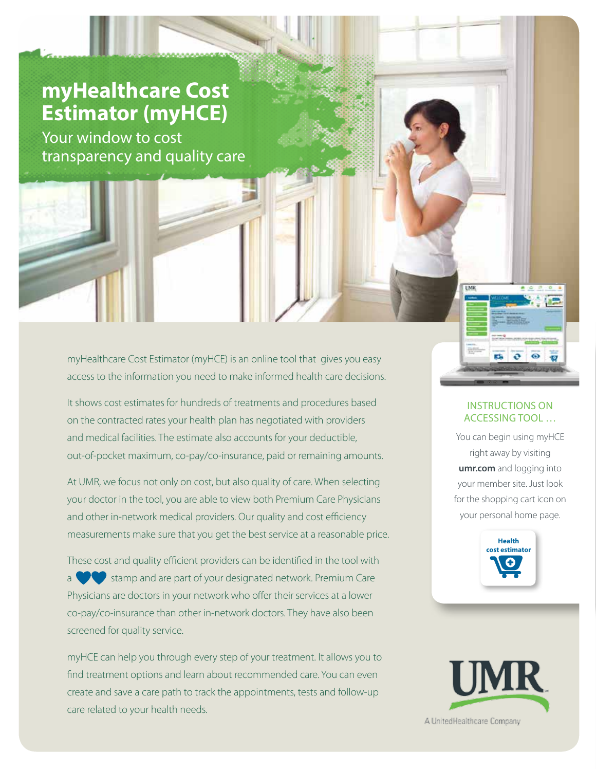# myHealthcare Cost Estimator (myHCE)

## Your window to cost transparency and quality care

myHealthcare Cost Estimator (myHCE) is an online tool that gives you easy access to the information you need to make informed health care decisions.

It shows cost estimates for hundreds of treatments and procedures based on the contracted rates your health plan has negotiated with providers and medical facilities. The estimate also accounts for your deductible, out-of-pocket maximum, co-pay/co-insurance, paid or remaining amounts.

At UMR, we focus not only on cost, but also quality of care. When selecting your doctor in the tool, you are able to view both Premium Care Physicians and other in-network medical providers. Our quality and cost efficiency measurements make sure that you get the best service at a reasonable price.

These cost and quality efficient providers can be identified in the tool with a ♥♥ stamp and are part of your designated network. Premium Care Physicians are doctors in your network who offer their services at a lower co-pay/co-insurance than other in-network doctors. They have also been screened for quality service.

myHCE can help you through every step of your treatment. It allows you to find treatment options and learn about recommended care. You can even create and save a care path to track the appointments, tests and follow-up care related to your health needs.

### INSTRUCTIONS ON ACCESSING TOOL …

You can begin using myHCE right away by visiting **umr.com** and logging into your member site. Just look for the shopping cart icon on your personal home page.

**Health cost estimator**

UMR

A UnitedHealthcare Company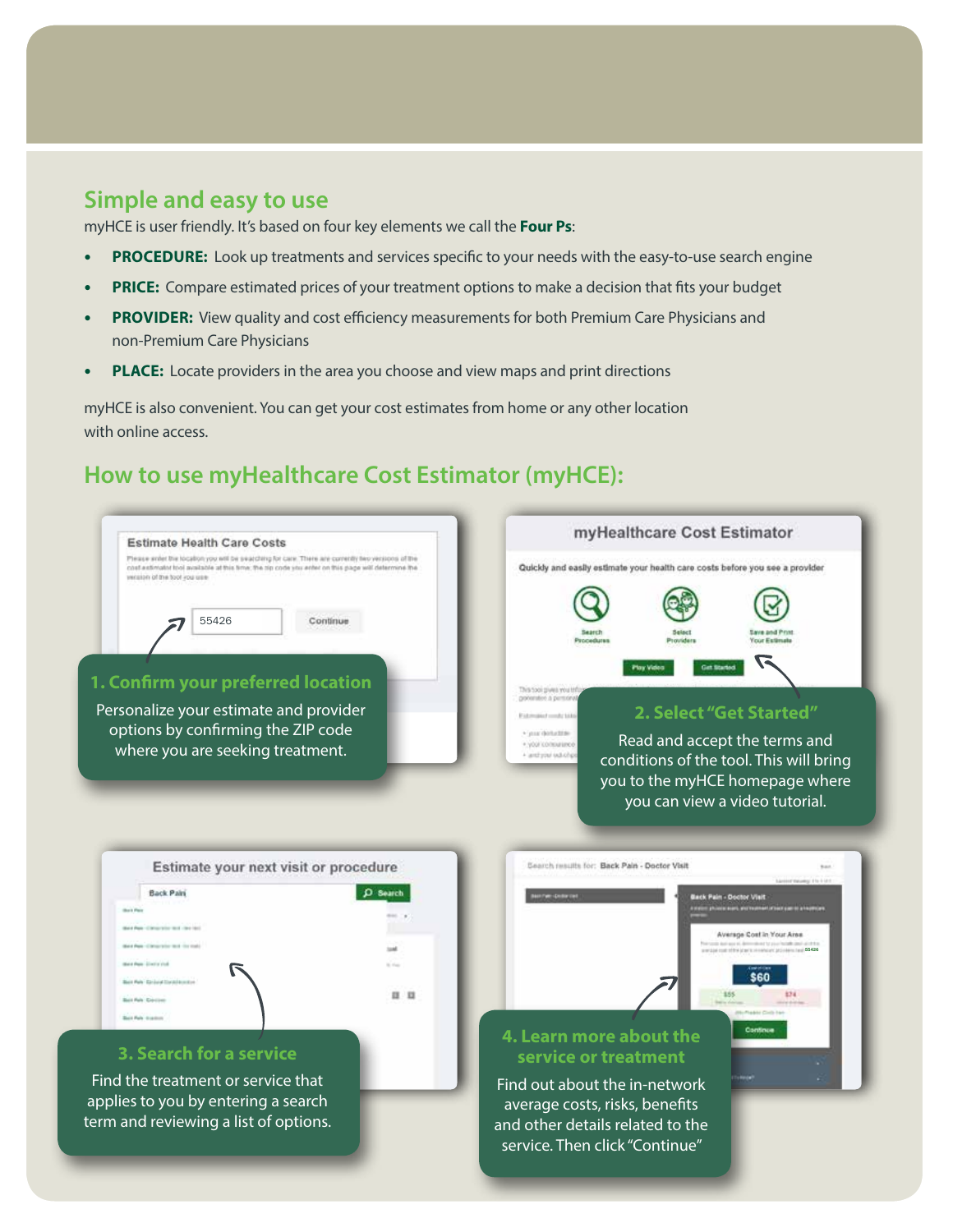## Simple and easy to use

myHCE is user friendly. It's based on four key elements we call the **Four Ps**:

- **PROCEDURE:** Look up treatments and services specific to your needs with the easy-to-use search engine
- **PRICE:** Compare estimated prices of your treatment options to make a decision that fits your budget
- **PROVIDER:** View quality and cost efficiency measurements for both Premium Care Physicians and non-Premium Care Physicians
- **PLACE:** Locate providers in the area you choose and view maps and print directions

myHCE is also convenient. You can get your cost estimates from home or any other location with online access.

## How to use myHealthcare Cost Estimator (myHCE):

### 1. Confirm your preferred location

Personalize your estimate and provider options by confirming the ZIP code where you are seeking treatment.

### 2. Select "Get Started"

Read and accept the terms and conditions of the tool. This will bring you to the myHCE homepage where you can view a video tutorial.

### 3. Search for a service

Find the treatment or service that applies to you by entering a search term and reviewing a list of options.

### 4. Learn more about the service or treatment

Find out about the in-network average costs, risks, benefits and other details related to the service. Then click "Continue"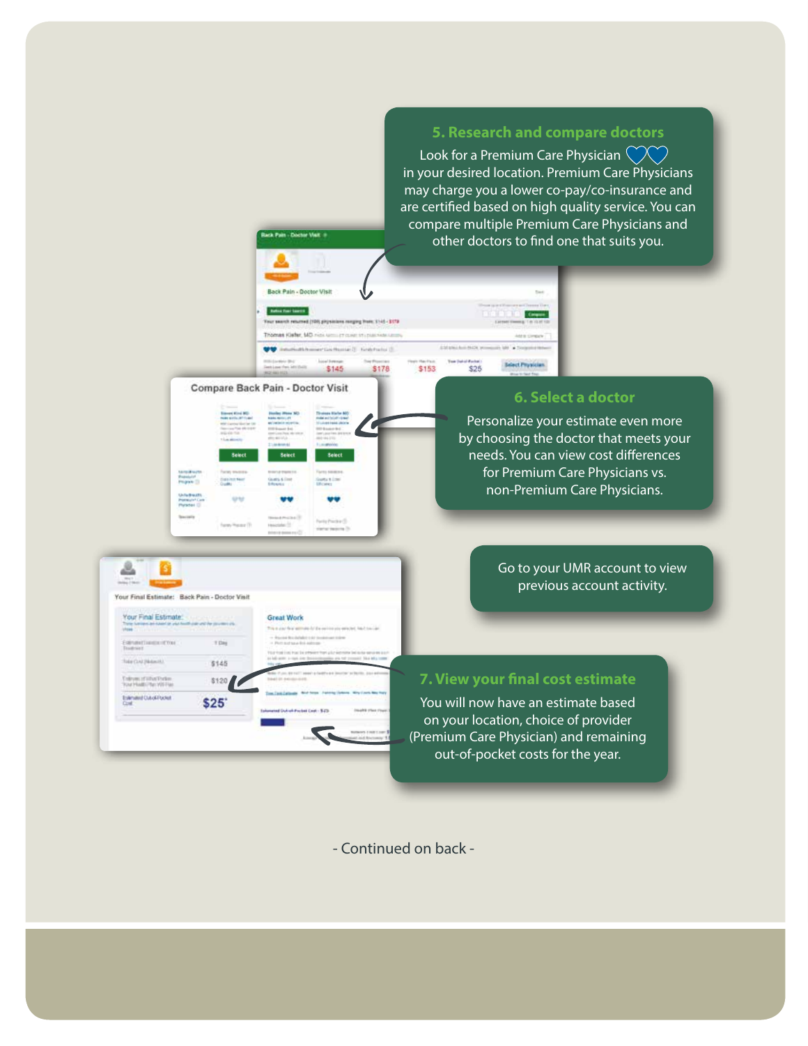## 5. Research and compare doctors

Look for a Premium Care Physician 💙💙 in your desired location. Premium Care Physicians may charge you a lower co-pay/co-insurance and are certified based on high quality service. You can compare multiple Premium Care Physicians and other doctors to find one that suits you.

## 6. Select a doctor

Personalize your estimate even more by choosing the doctor that meets your needs. You can view cost differences for Premium Care Physicians vs. non-Premium Care Physicians.

Go to your UMR account to view previous account activity.

## 7. View your final cost estimate

You will now have an estimate based on your location, choice of provider (Premium Care Physician) and remaining out-of-pocket costs for the year.

- Continued on back -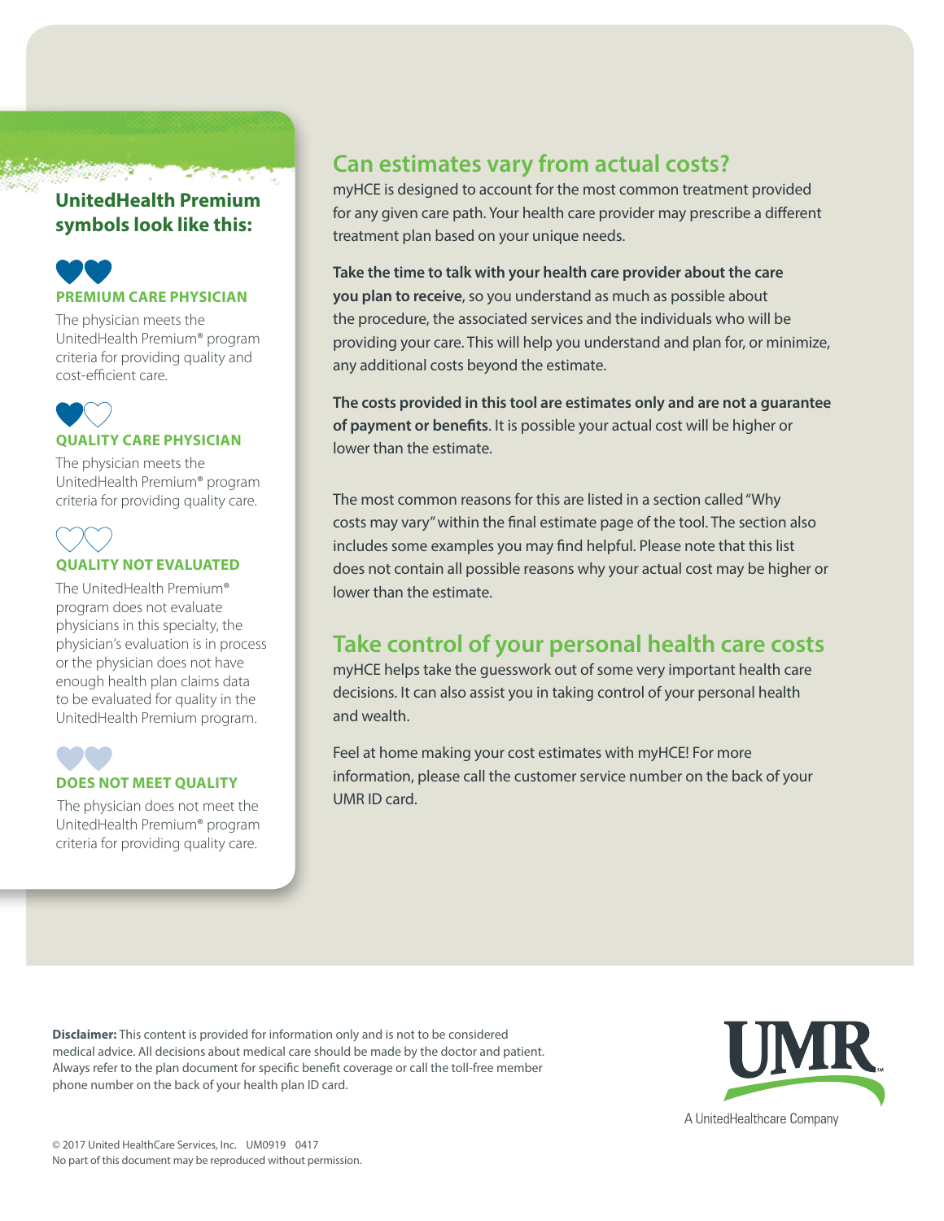## UnitedHealth Premium symbols look like this:

**PREMIUM CARE PHYSICIAN**

The physician meets the UnitedHealth Premium® program criteria for providing quality and cost-efficient care.

**QUALITY CARE PHYSICIAN**

The physician meets the UnitedHealth Premium® program criteria for providing quality care.

**QUALITY NOT EVALUATED**

The UnitedHealth Premium® program does not evaluate physicians in this specialty, the physician's evaluation is in process or the physician does not have enough health plan claims data to be evaluated for quality in the UnitedHealth Premium program.

**DOES NOT MEET QUALITY**

The physician does not meet the UnitedHealth Premium® program criteria for providing quality care.

## Can estimates vary from actual costs?

myHCE is designed to account for the most common treatment provided for any given care path. Your health care provider may prescribe a different treatment plan based on your unique needs.

**Take the time to talk with your health care provider about the care you plan to receive**, so you understand as much as possible about the procedure, the associated services and the individuals who will be providing your care. This will help you understand and plan for, or minimize, any additional costs beyond the estimate.

**The costs provided in this tool are estimates only and are not a guarantee of payment or benefits**. It is possible your actual cost will be higher or lower than the estimate.

The most common reasons for this are listed in a section called "Why costs may vary" within the final estimate page of the tool. The section also includes some examples you may find helpful. Please note that this list does not contain all possible reasons why your actual cost may be higher or lower than the estimate.

## Take control of your personal health care costs

myHCE helps take the guesswork out of some very important health care decisions. It can also assist you in taking control of your personal health and wealth.

Feel at home making your cost estimates with myHCE! For more information, please call the customer service number on the back of your UMR ID card.

**Disclaimer:** This content is provided for information only and is not to be considered medical advice. All decisions about medical care should be made by the doctor and patient. Always refer to the plan document for specific benefit coverage or call the toll-free member phone number on the back of your health plan ID card.

UMR℠
A UnitedHealthcare Company

© 2017 United HealthCare Services, Inc. UM0919 0417
No part of this document may be reproduced without permission.